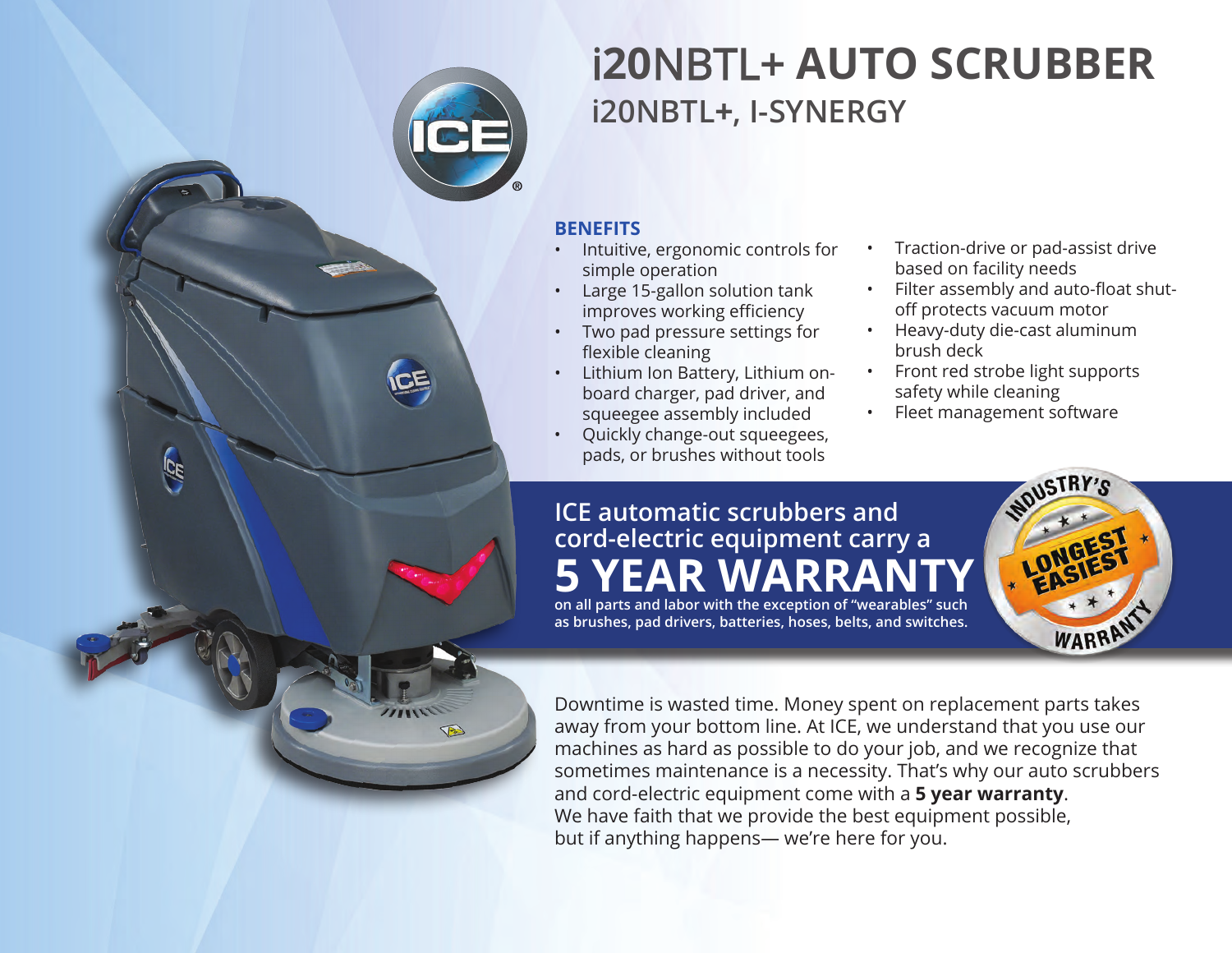# i20NBTL+ AUTO SCRUBBER

## i20NBTL+, I-SYNERGY

### BENEFITS

- Intuitive, ergonomic controls for simple operation
- Large 15-gallon solution tank improves working efficiency
- Two pad pressure settings for flexible cleaning
- Lithium Ion Battery, Lithium on-board charger, pad driver, and squeegee assembly included
- Quickly change-out squeegees, pads, or brushes without tools
- Traction-drive or pad-assist drive based on facility needs
- Filter assembly and auto-float shut-off protects vacuum motor
- Heavy-duty die-cast aluminum brush deck
- Front red strobe light supports safety while cleaning
- Fleet management software

## ICE automatic scrubbers and cord-electric equipment carry a 5 YEAR WARRANTY

**on all parts and labor with the exception of "wearables" such as brushes, pad drivers, batteries, hoses, belts, and switches.**

INDUSTRY'S LONGEST EASIEST WARRANTY

Downtime is wasted time. Money spent on replacement parts takes away from your bottom line. At ICE, we understand that you use our machines as hard as possible to do your job, and we recognize that sometimes maintenance is a necessity. That's why our auto scrubbers and cord-electric equipment come with a **5 year warranty**. We have faith that we provide the best equipment possible, but if anything happens— we're here for you.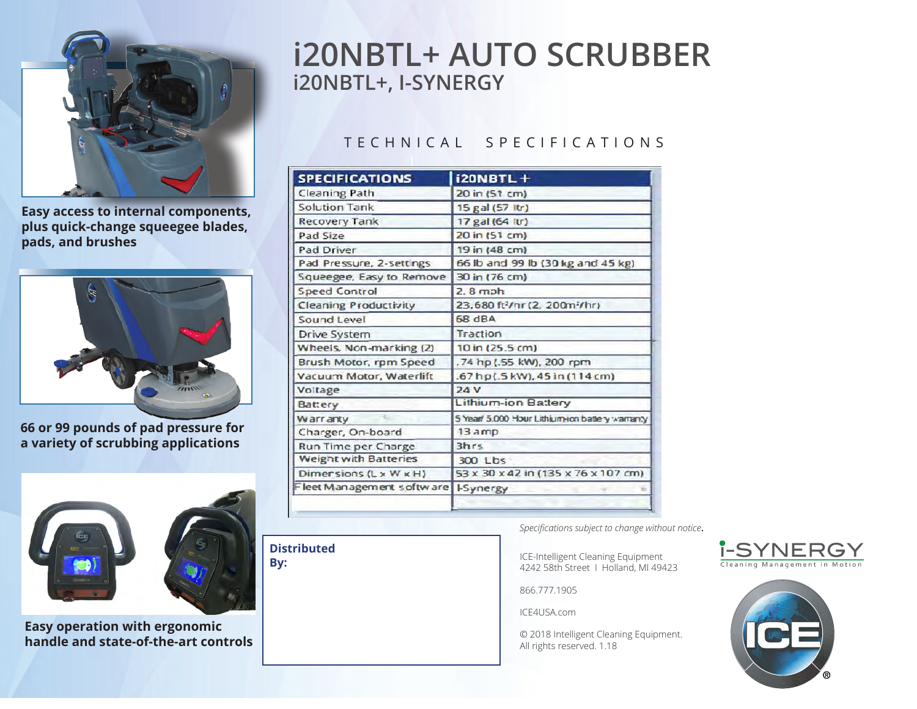# i20NBTL+ AUTO SCRUBBER

## i20NBTL+, I-SYNERGY

Easy access to internal components, plus quick-change squeegee blades, pads, and brushes

66 or 99 pounds of pad pressure for a variety of scrubbing applications

Easy operation with ergonomic handle and state-of-the-art controls

### TECHNICAL SPECIFICATIONS

| SPECIFICATIONS | i20NBTL+ |
|---|---|
| Cleaning Path | 20 in (51 cm) |
| Solution Tank | 15 gal (57 ltr) |
| Recovery Tank | 17 gal (64 ltr) |
| Pad Size | 20 in (51 cm) |
| Pad Driver | 19 in (48 cm) |
| Pad Pressure, 2-settings | 66 lb and 99 lb (30 kg and 45 kg) |
| Squeegee, Easy to Remove | 30 in (76 cm) |
| Speed Control | 2.8 mph |
| Cleaning Productivity | 23,680 ft²/hr (2,200m²/hr) |
| Sound Level | 68 dBA |
| Drive System | Traction |
| Wheels, Non-marking (2) | 10 in (25.5 cm) |
| Brush Motor, rpm Speed | .74 hp (.55 kW), 200 rpm |
| Vacuum Motor, Waterlift | .67 hp (.5 kW), 45 in (114 cm) |
| Voltage | 24 V |
| Battery | Lithium-ion Battery |
| Warranty | 5 Year/ 5,000 Hour Lithium-ion battery warranty |
| Charger, On-board | 13 amp |
| Run Time per Charge | 3hrs |
| Weight with Batteries | 300 Lbs |
| Dimensions (L x W x H) | 53 x 30 x 42 in (135 x 76 x 107 cm) |
| Fleet Management software | I-Synergy |

*Specifications subject to change without notice.*

**Distributed By:**

ICE-Intelligent Cleaning Equipment
4242 58th Street I Holland, MI 49423

866.777.1905

ICE4USA.com

© 2018 Intelligent Cleaning Equipment. All rights reserved. 1.18

i-SYNERGY
Cleaning Management in Motion

ICE®